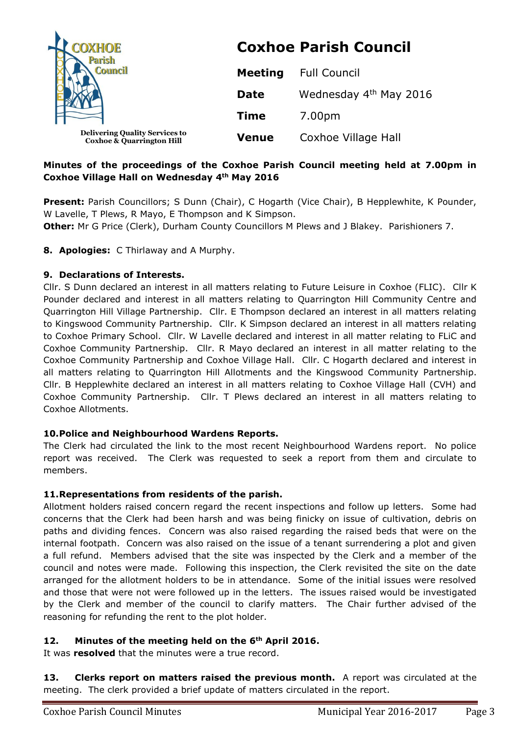# Coxhoe Parish Council

Delivering Quality Services to Coxhoe & Quarrington Hill

| | |
|---|---|
| **Meeting** | Full Council |
| **Date** | Wednesday 4th May 2016 |
| **Time** | 7.00pm |
| **Venue** | Coxhoe Village Hall |

**Minutes of the proceedings of the Coxhoe Parish Council meeting held at 7.00pm in Coxhoe Village Hall on Wednesday 4th May 2016**

**Present:** Parish Councillors; S Dunn (Chair), C Hogarth (Vice Chair), B Hepplewhite, K Pounder, W Lavelle, T Plews, R Mayo, E Thompson and K Simpson.
**Other:** Mr G Price (Clerk), Durham County Councillors M Plews and J Blakey. Parishioners 7.

**8. Apologies:** C Thirlaway and A Murphy.

**9. Declarations of Interests.**
Cllr. S Dunn declared an interest in all matters relating to Future Leisure in Coxhoe (FLIC). Cllr K Pounder declared and interest in all matters relating to Quarrington Hill Community Centre and Quarrington Hill Village Partnership. Cllr. E Thompson declared an interest in all matters relating to Kingswood Community Partnership. Cllr. K Simpson declared an interest in all matters relating to Coxhoe Primary School. Cllr. W Lavelle declared and interest in all matter relating to FLiC and Coxhoe Community Partnership. Cllr. R Mayo declared an interest in all matter relating to the Coxhoe Community Partnership and Coxhoe Village Hall. Cllr. C Hogarth declared and interest in all matters relating to Quarrington Hill Allotments and the Kingswood Community Partnership. Cllr. B Hepplewhite declared an interest in all matters relating to Coxhoe Village Hall (CVH) and Coxhoe Community Partnership. Cllr. T Plews declared an interest in all matters relating to Coxhoe Allotments.

**10. Police and Neighbourhood Wardens Reports.**
The Clerk had circulated the link to the most recent Neighbourhood Wardens report. No police report was received. The Clerk was requested to seek a report from them and circulate to members.

**11. Representations from residents of the parish.**
Allotment holders raised concern regard the recent inspections and follow up letters. Some had concerns that the Clerk had been harsh and was being finicky on issue of cultivation, debris on paths and dividing fences. Concern was also raised regarding the raised beds that were on the internal footpath. Concern was also raised on the issue of a tenant surrendering a plot and given a full refund. Members advised that the site was inspected by the Clerk and a member of the council and notes were made. Following this inspection, the Clerk revisited the site on the date arranged for the allotment holders to be in attendance. Some of the initial issues were resolved and those that were not were followed up in the letters. The issues raised would be investigated by the Clerk and member of the council to clarify matters. The Chair further advised of the reasoning for refunding the rent to the plot holder.

**12. Minutes of the meeting held on the 6th April 2016.**
It was **resolved** that the minutes were a true record.

**13. Clerks report on matters raised the previous month.** A report was circulated at the meeting. The clerk provided a brief update of matters circulated in the report.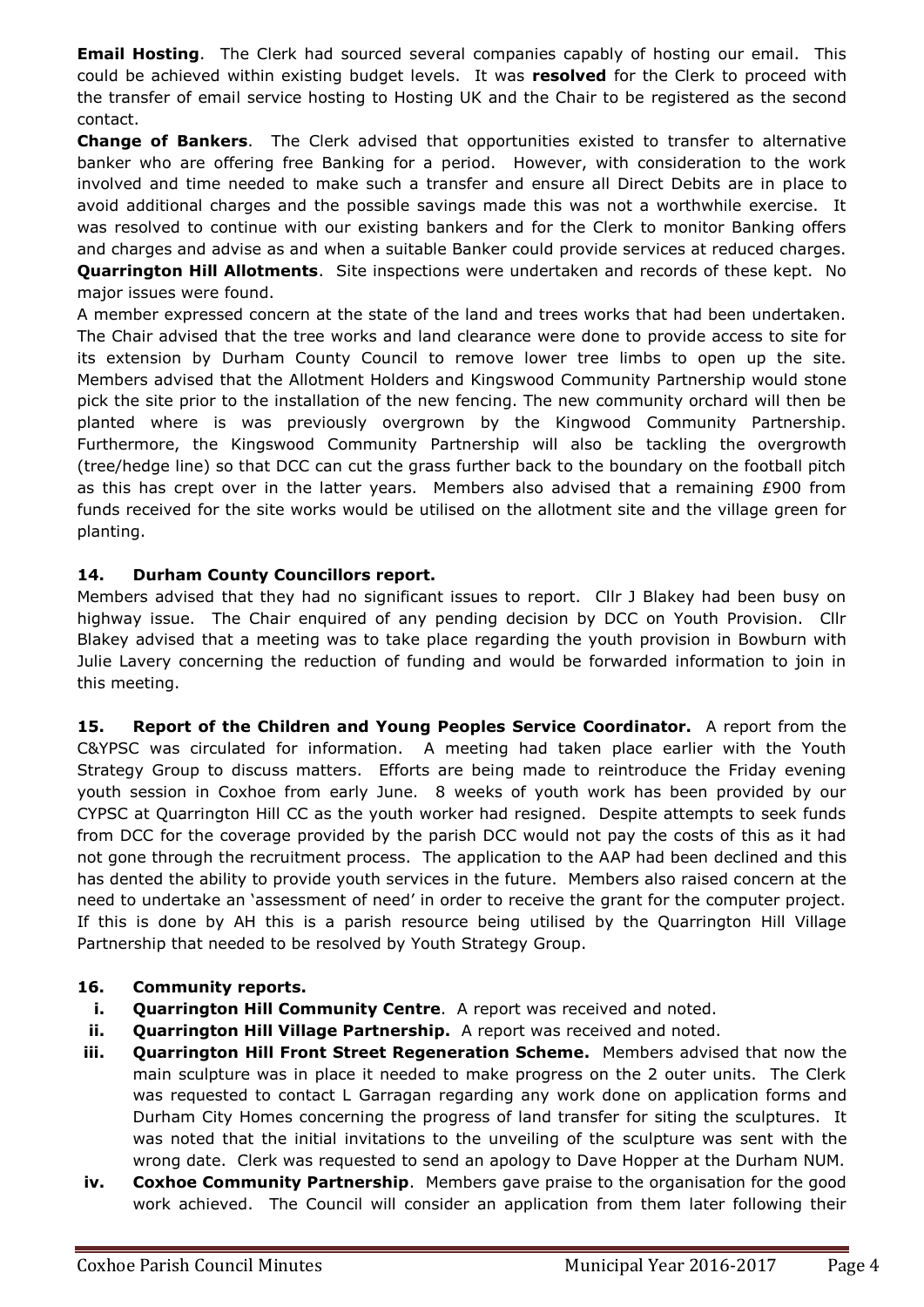**Email Hosting**. The Clerk had sourced several companies capably of hosting our email. This could be achieved within existing budget levels. It was **resolved** for the Clerk to proceed with the transfer of email service hosting to Hosting UK and the Chair to be registered as the second contact.

**Change of Bankers**. The Clerk advised that opportunities existed to transfer to alternative banker who are offering free Banking for a period. However, with consideration to the work involved and time needed to make such a transfer and ensure all Direct Debits are in place to avoid additional charges and the possible savings made this was not a worthwhile exercise. It was resolved to continue with our existing bankers and for the Clerk to monitor Banking offers and charges and advise as and when a suitable Banker could provide services at reduced charges.

**Quarrington Hill Allotments**. Site inspections were undertaken and records of these kept. No major issues were found.

A member expressed concern at the state of the land and trees works that had been undertaken. The Chair advised that the tree works and land clearance were done to provide access to site for its extension by Durham County Council to remove lower tree limbs to open up the site. Members advised that the Allotment Holders and Kingswood Community Partnership would stone pick the site prior to the installation of the new fencing. The new community orchard will then be planted where is was previously overgrown by the Kingwood Community Partnership. Furthermore, the Kingswood Community Partnership will also be tackling the overgrowth (tree/hedge line) so that DCC can cut the grass further back to the boundary on the football pitch as this has crept over in the latter years. Members also advised that a remaining £900 from funds received for the site works would be utilised on the allotment site and the village green for planting.

## 14. Durham County Councillors report.

Members advised that they had no significant issues to report. Cllr J Blakey had been busy on highway issue. The Chair enquired of any pending decision by DCC on Youth Provision. Cllr Blakey advised that a meeting was to take place regarding the youth provision in Bowburn with Julie Lavery concerning the reduction of funding and would be forwarded information to join in this meeting.

**15. Report of the Children and Young Peoples Service Coordinator.** A report from the C&YPSC was circulated for information. A meeting had taken place earlier with the Youth Strategy Group to discuss matters. Efforts are being made to reintroduce the Friday evening youth session in Coxhoe from early June. 8 weeks of youth work has been provided by our CYPSC at Quarrington Hill CC as the youth worker had resigned. Despite attempts to seek funds from DCC for the coverage provided by the parish DCC would not pay the costs of this as it had not gone through the recruitment process. The application to the AAP had been declined and this has dented the ability to provide youth services in the future. Members also raised concern at the need to undertake an 'assessment of need' in order to receive the grant for the computer project. If this is done by AH this is a parish resource being utilised by the Quarrington Hill Village Partnership that needed to be resolved by Youth Strategy Group.

## 16. Community reports.

i. **Quarrington Hill Community Centre**. A report was received and noted.

ii. **Quarrington Hill Village Partnership.** A report was received and noted.

iii. **Quarrington Hill Front Street Regeneration Scheme.** Members advised that now the main sculpture was in place it needed to make progress on the 2 outer units. The Clerk was requested to contact L Garragan regarding any work done on application forms and Durham City Homes concerning the progress of land transfer for siting the sculptures. It was noted that the initial invitations to the unveiling of the sculpture was sent with the wrong date. Clerk was requested to send an apology to Dave Hopper at the Durham NUM.

iv. **Coxhoe Community Partnership**. Members gave praise to the organisation for the good work achieved. The Council will consider an application from them later following their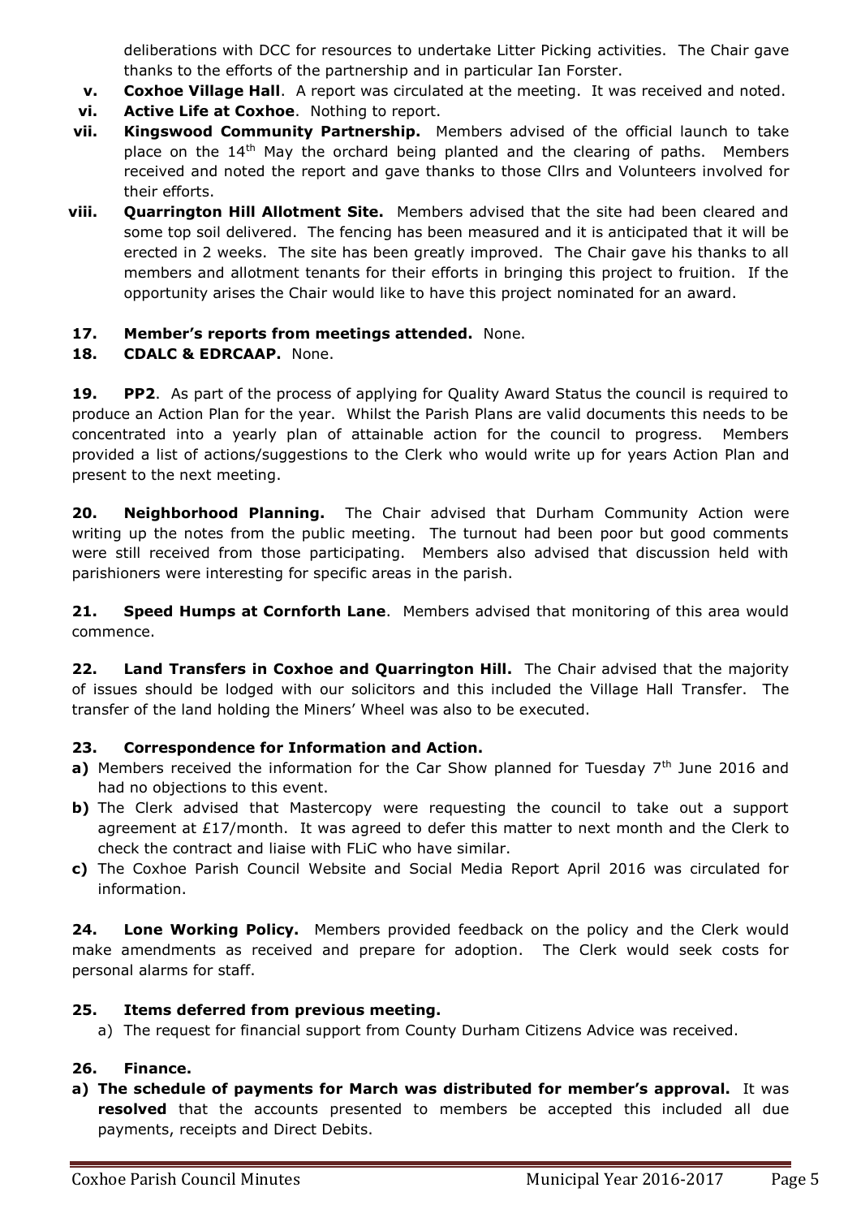deliberations with DCC for resources to undertake Litter Picking activities. The Chair gave thanks to the efforts of the partnership and in particular Ian Forster.

v. **Coxhoe Village Hall**. A report was circulated at the meeting. It was received and noted.

vi. **Active Life at Coxhoe**. Nothing to report.

vii. **Kingswood Community Partnership.** Members advised of the official launch to take place on the 14th May the orchard being planted and the clearing of paths. Members received and noted the report and gave thanks to those Cllrs and Volunteers involved for their efforts.

viii. **Quarrington Hill Allotment Site.** Members advised that the site had been cleared and some top soil delivered. The fencing has been measured and it is anticipated that it will be erected in 2 weeks. The site has been greatly improved. The Chair gave his thanks to all members and allotment tenants for their efforts in bringing this project to fruition. If the opportunity arises the Chair would like to have this project nominated for an award.

**17. Member's reports from meetings attended.** None.

**18. CDALC & EDRCAAP.** None.

**19. PP2**. As part of the process of applying for Quality Award Status the council is required to produce an Action Plan for the year. Whilst the Parish Plans are valid documents this needs to be concentrated into a yearly plan of attainable action for the council to progress. Members provided a list of actions/suggestions to the Clerk who would write up for years Action Plan and present to the next meeting.

**20. Neighborhood Planning.** The Chair advised that Durham Community Action were writing up the notes from the public meeting. The turnout had been poor but good comments were still received from those participating. Members also advised that discussion held with parishioners were interesting for specific areas in the parish.

**21. Speed Humps at Cornforth Lane**. Members advised that monitoring of this area would commence.

**22. Land Transfers in Coxhoe and Quarrington Hill.** The Chair advised that the majority of issues should be lodged with our solicitors and this included the Village Hall Transfer. The transfer of the land holding the Miners' Wheel was also to be executed.

**23. Correspondence for Information and Action.**

**a)** Members received the information for the Car Show planned for Tuesday 7th June 2016 and had no objections to this event.

**b)** The Clerk advised that Mastercopy were requesting the council to take out a support agreement at £17/month. It was agreed to defer this matter to next month and the Clerk to check the contract and liaise with FLiC who have similar.

**c)** The Coxhoe Parish Council Website and Social Media Report April 2016 was circulated for information.

**24. Lone Working Policy.** Members provided feedback on the policy and the Clerk would make amendments as received and prepare for adoption. The Clerk would seek costs for personal alarms for staff.

**25. Items deferred from previous meeting.**

a) The request for financial support from County Durham Citizens Advice was received.

**26. Finance.**

**a) The schedule of payments for March was distributed for member's approval.** It was **resolved** that the accounts presented to members be accepted this included all due payments, receipts and Direct Debits.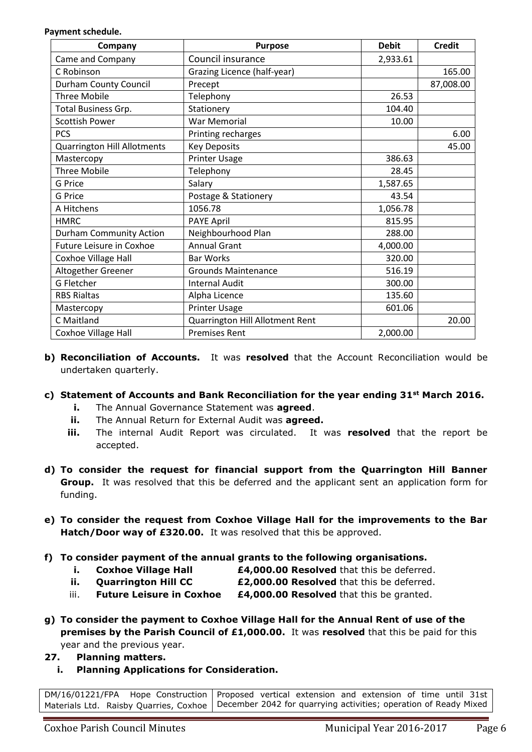**Payment schedule.**

| Company | Purpose | Debit | Credit |
|---|---|---|---|
| Came and Company | Council insurance | 2,933.61 | |
| C Robinson | Grazing Licence (half-year) | | 165.00 |
| Durham County Council | Precept | | 87,008.00 |
| Three Mobile | Telephony | 26.53 | |
| Total Business Grp. | Stationery | 104.40 | |
| Scottish Power | War Memorial | 10.00 | |
| PCS | Printing recharges | | 6.00 |
| Quarrington Hill Allotments | Key Deposits | | 45.00 |
| Mastercopy | Printer Usage | 386.63 | |
| Three Mobile | Telephony | 28.45 | |
| G Price | Salary | 1,587.65 | |
| G Price | Postage & Stationery | 43.54 | |
| A Hitchens | 1056.78 | 1,056.78 | |
| HMRC | PAYE April | 815.95 | |
| Durham Community Action | Neighbourhood Plan | 288.00 | |
| Future Leisure in Coxhoe | Annual Grant | 4,000.00 | |
| Coxhoe Village Hall | Bar Works | 320.00 | |
| Altogether Greener | Grounds Maintenance | 516.19 | |
| G Fletcher | Internal Audit | 300.00 | |
| RBS Rialtas | Alpha Licence | 135.60 | |
| Mastercopy | Printer Usage | 601.06 | |
| C Maitland | Quarrington Hill Allotment Rent | | 20.00 |
| Coxhoe Village Hall | Premises Rent | 2,000.00 | |

**b) Reconciliation of Accounts.** It was **resolved** that the Account Reconciliation would be undertaken quarterly.

**c) Statement of Accounts and Bank Reconciliation for the year ending 31st March 2016.**

- **i.** The Annual Governance Statement was **agreed**.
- **ii.** The Annual Return for External Audit was **agreed.**
- **iii.** The internal Audit Report was circulated. It was **resolved** that the report be accepted.

**d) To consider the request for financial support from the Quarrington Hill Banner Group.** It was resolved that this be deferred and the applicant sent an application form for funding.

**e) To consider the request from Coxhoe Village Hall for the improvements to the Bar Hatch/Door way of £320.00.** It was resolved that this be approved.

**f) To consider payment of the annual grants to the following organisations.**

- **i. Coxhoe Village Hall** **£4,000.00 Resolved** that this be deferred.
- **ii. Quarrington Hill CC** **£2,000.00 Resolved** that this be deferred.
- iii. **Future Leisure in Coxhoe** **£4,000.00 Resolved** that this be granted.

**g) To consider the payment to Coxhoe Village Hall for the Annual Rent of use of the premises by the Parish Council of £1,000.00.** It was **resolved** that this be paid for this year and the previous year.

**27. Planning matters.**

**i. Planning Applications for Consideration.**

| | |
|---|---|
| DM/16/01221/FPA Hope Construction Materials Ltd. Raisby Quarries, Coxhoe | Proposed vertical extension and extension of time until 31st December 2042 for quarrying activities; operation of Ready Mixed |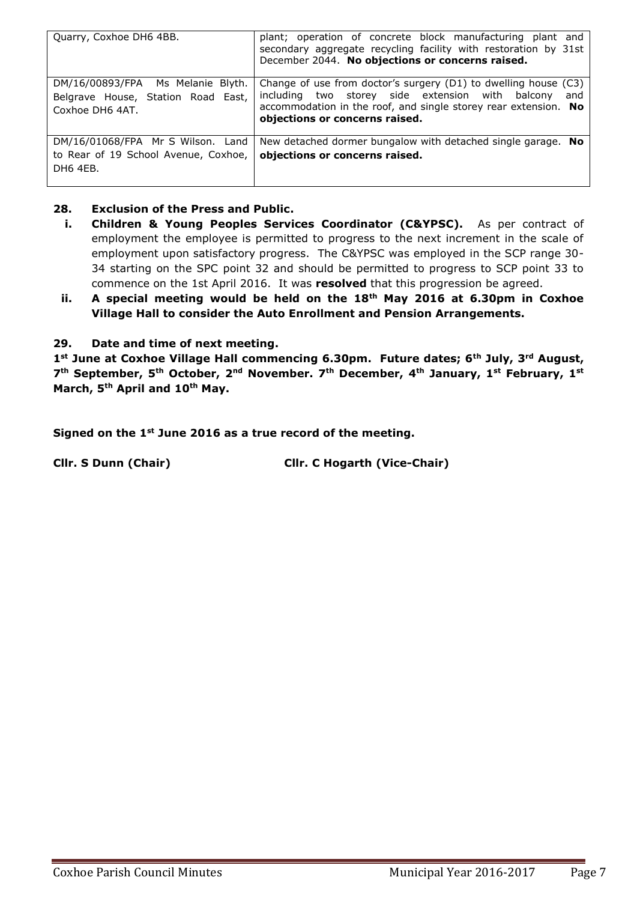| | |
|---|---|
| Quarry, Coxhoe DH6 4BB. | plant; operation of concrete block manufacturing plant and secondary aggregate recycling facility with restoration by 31st December 2044. **No objections or concerns raised.** |
| DM/16/00893/FPA Ms Melanie Blyth. Belgrave House, Station Road East, Coxhoe DH6 4AT. | Change of use from doctor's surgery (D1) to dwelling house (C3) including two storey side extension with balcony and accommodation in the roof, and single storey rear extension. **No objections or concerns raised.** |
| DM/16/01068/FPA Mr S Wilson. Land to Rear of 19 School Avenue, Coxhoe, DH6 4EB. | New detached dormer bungalow with detached single garage. **No objections or concerns raised.** |

**28. Exclusion of the Press and Public.**

**i. Children & Young Peoples Services Coordinator (C&YPSC).** As per contract of employment the employee is permitted to progress to the next increment in the scale of employment upon satisfactory progress. The C&YPSC was employed in the SCP range 30-34 starting on the SPC point 32 and should be permitted to progress to SCP point 33 to commence on the 1st April 2016. It was **resolved** that this progression be agreed.

**ii. A special meeting would be held on the 18th May 2016 at 6.30pm in Coxhoe Village Hall to consider the Auto Enrollment and Pension Arrangements.**

**29. Date and time of next meeting.**

**1st June at Coxhoe Village Hall commencing 6.30pm. Future dates; 6th July, 3rd August, 7th September, 5th October, 2nd November. 7th December, 4th January, 1st February, 1st March, 5th April and 10th May.**

**Signed on the 1st June 2016 as a true record of the meeting.**

**Cllr. S Dunn (Chair)** **Cllr. C Hogarth (Vice-Chair)**